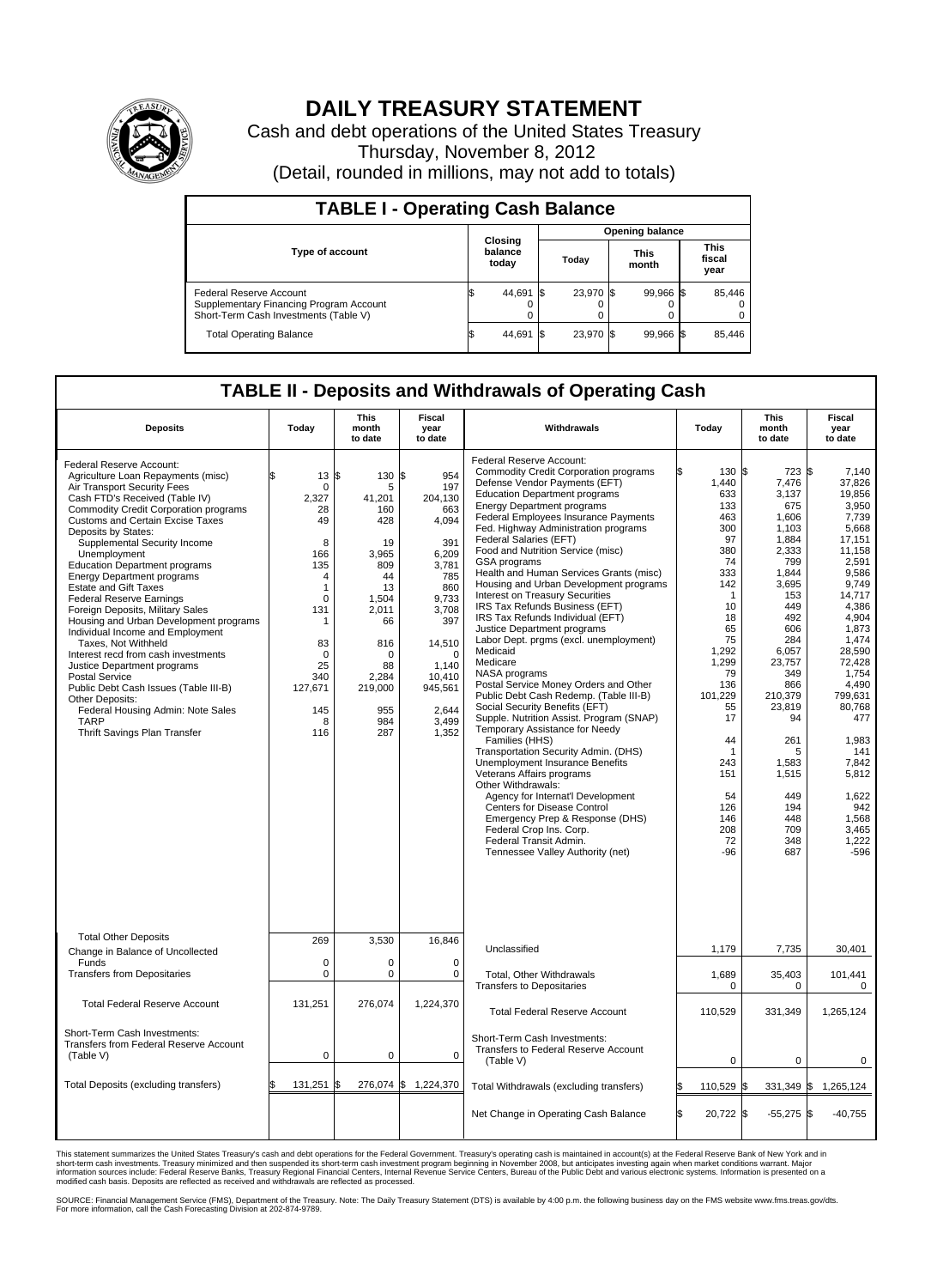# DAILY TREASURY STATEMENT

Cash and debt operations of the United States Treasury

Thursday, November 8, 2012

(Detail, rounded in millions, may not add to totals)

## TABLE I - Operating Cash Balance

| Type of account | Closing balance today | Opening balance Today | Opening balance This month | Opening balance This fiscal year |
|---|---|---|---|---|
| Federal Reserve Account | $ 44,691 | $ 23,970 | $ 99,966 | $ 85,446 |
| Supplementary Financing Program Account | 0 | 0 | 0 | 0 |
| Short-Term Cash Investments (Table V) | 0 | 0 | 0 | 0 |
| Total Operating Balance | $ 44,691 | $ 23,970 | $ 99,966 | $ 85,446 |

## TABLE II - Deposits and Withdrawals of Operating Cash

| Deposits | Today | This month to date | Fiscal year to date | Withdrawals | Today | This month to date | Fiscal year to date |
|---|---|---|---|---|---|---|---|
| Federal Reserve Account: | | | | Federal Reserve Account: | | | |
| Agriculture Loan Repayments (misc) | $ 13 | $ 130 | $ 954 | Commodity Credit Corporation programs | $ 130 | $ 723 | $ 7,140 |
| Air Transport Security Fees | 0 | 5 | 197 | Defense Vendor Payments (EFT) | 1,440 | 7,476 | 37,826 |
| Cash FTD's Received (Table IV) | 2,327 | 41,201 | 204,130 | Education Department programs | 633 | 3,137 | 19,856 |
| Commodity Credit Corporation programs | 28 | 160 | 663 | Energy Department programs | 133 | 675 | 3,950 |
| Customs and Certain Excise Taxes | 49 | 428 | 4,094 | Federal Employees Insurance Payments | 463 | 1,606 | 7,739 |
| Deposits by States: | | | | Fed. Highway Administration programs | 300 | 1,103 | 5,668 |
| Supplemental Security Income | 8 | 19 | 391 | Federal Salaries (EFT) | 97 | 1,884 | 17,151 |
| Unemployment | 166 | 3,965 | 6,209 | Food and Nutrition Service (misc) | 380 | 2,333 | 11,158 |
| Education Department programs | 135 | 809 | 3,781 | GSA programs | 74 | 799 | 2,591 |
| Energy Department programs | 4 | 44 | 785 | Health and Human Services Grants (misc) | 333 | 1,844 | 9,586 |
| Estate and Gift Taxes | 1 | 13 | 860 | Housing and Urban Development programs | 142 | 3,695 | 9,749 |
| Federal Reserve Earnings | 0 | 1,504 | 9,733 | Interest on Treasury Securities | 1 | 153 | 14,717 |
| Foreign Deposits, Military Sales | 131 | 2,011 | 3,708 | IRS Tax Refunds Business (EFT) | 10 | 449 | 4,386 |
| Housing and Urban Development programs | 1 | 66 | 397 | IRS Tax Refunds Individual (EFT) | 18 | 492 | 4,904 |
| Individual Income and Employment | | | | Justice Department programs | 65 | 606 | 1,873 |
| Taxes, Not Withheld | 83 | 816 | 14,510 | Labor Dept. prgms (excl. unemployment) | 75 | 284 | 1,474 |
| Interest recd from cash investments | 0 | 0 | 0 | Medicaid | 1,292 | 6,057 | 28,590 |
| Justice Department programs | 25 | 88 | 1,140 | Medicare | 1,299 | 23,757 | 72,428 |
| Postal Service | 340 | 2,284 | 10,410 | NASA programs | 79 | 349 | 1,754 |
| Public Debt Cash Issues (Table III-B) | 127,671 | 219,000 | 945,561 | Postal Service Money Orders and Other | 136 | 866 | 4,490 |
| Other Deposits: | | | | Public Debt Cash Redemp. (Table III-B) | 101,229 | 210,379 | 799,631 |
| Federal Housing Admin: Note Sales | 145 | 955 | 2,644 | Social Security Benefits (EFT) | 55 | 23,819 | 80,768 |
| TARP | 8 | 984 | 3,499 | Supple. Nutrition Assist. Program (SNAP) | 17 | 94 | 477 |
| Thrift Savings Plan Transfer | 116 | 287 | 1,352 | Temporary Assistance for Needy Families (HHS) | 44 | 261 | 1,983 |
| | | | | Transportation Security Admin. (DHS) | 1 | 5 | 141 |
| | | | | Unemployment Insurance Benefits | 243 | 1,583 | 7,842 |
| | | | | Veterans Affairs programs | 151 | 1,515 | 5,812 |
| | | | | Other Withdrawals: | | | |
| | | | | Agency for Internat'l Development | 54 | 449 | 1,622 |
| | | | | Centers for Disease Control | 126 | 194 | 942 |
| | | | | Emergency Prep & Response (DHS) | 146 | 448 | 1,568 |
| | | | | Federal Crop Ins. Corp. | 208 | 709 | 3,465 |
| | | | | Federal Transit Admin. | 72 | 348 | 1,222 |
| | | | | Tennessee Valley Authority (net) | -96 | 687 | -596 |
| Total Other Deposits | 269 | 3,530 | 16,846 | Unclassified | 1,179 | 7,735 | 30,401 |
| Change in Balance of Uncollected Funds | 0 | 0 | 0 | | | | |
| Transfers from Depositaries | 0 | 0 | 0 | Total, Other Withdrawals | 1,689 | 35,403 | 101,441 |
| | | | | Transfers to Depositaries | 0 | 0 | 0 |
| Total Federal Reserve Account | 131,251 | 276,074 | 1,224,370 | Total Federal Reserve Account | 110,529 | 331,349 | 1,265,124 |
| Short-Term Cash Investments: Transfers from Federal Reserve Account (Table V) | 0 | 0 | 0 | Short-Term Cash Investments: Transfers to Federal Reserve Account (Table V) | 0 | 0 | 0 |
| Total Deposits (excluding transfers) | $ 131,251 | $ 276,074 | $ 1,224,370 | Total Withdrawals (excluding transfers) | $ 110,529 | $ 331,349 | $ 1,265,124 |
| | | | | Net Change in Operating Cash Balance | $ 20,722 | $ -55,275 | $ -40,755 |

This statement summarizes the United States Treasury's cash and debt operations for the Federal Government. Treasury's operating cash is maintained in account(s) at the Federal Reserve Bank of New York and in short-term cash investments. Treasury minimized and then suspended its short-term cash investment program beginning in November 2008, but anticipates investing again when market conditions warrant. Major information sources include: Federal Reserve Banks, Treasury Regional Financial Centers, Internal Revenue Service Centers, Bureau of the Public Debt and various electronic systems. Information is presented on a modified cash basis. Deposits are reflected as received and withdrawals are reflected as processed.

SOURCE: Financial Management Service (FMS), Department of the Treasury. Note: The Daily Treasury Statement (DTS) is available by 4:00 p.m. the following business day on the FMS website www.fms.treas.gov/dts. For more information, call the Cash Forecasting Division at 202-874-9789.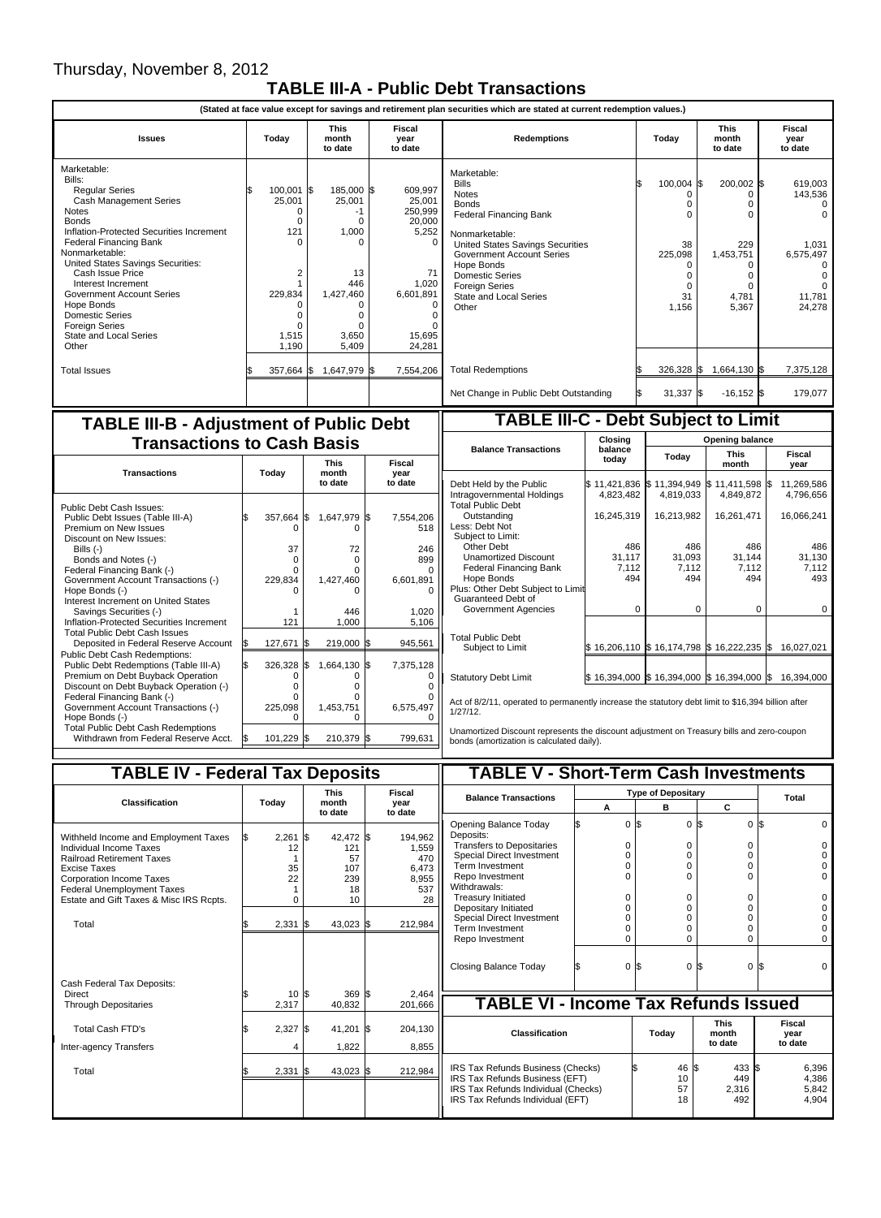Thursday, November 8, 2012

# TABLE III-A - Public Debt Transactions

(Stated at face value except for savings and retirement plan securities which are stated at current redemption values.)

| Issues | Today | This month to date | Fiscal year to date |
|---|---|---|---|
| Marketable: | | | |
| Bills: | | | |
| Regular Series | $ 100,001 | $ 185,000 | $ 609,997 |
| Cash Management Series | 25,001 | 25,001 | 25,001 |
| Notes | 0 | -1 | 250,999 |
| Bonds | 0 | 0 | 20,000 |
| Inflation-Protected Securities Increment | 121 | 1,000 | 5,252 |
| Federal Financing Bank | 0 | 0 | 0 |
| Nonmarketable: | | | |
| United States Savings Securities: | | | |
| Cash Issue Price | 2 | 13 | 71 |
| Interest Increment | 1 | 446 | 1,020 |
| Government Account Series | 229,834 | 1,427,460 | 6,601,891 |
| Hope Bonds | 0 | 0 | 0 |
| Domestic Series | 0 | 0 | 0 |
| Foreign Series | 0 | 0 | 0 |
| State and Local Series | 1,515 | 3,650 | 15,695 |
| Other | 1,190 | 5,409 | 24,281 |
| Total Issues | $ 357,664 | $ 1,647,979 | $ 7,554,206 |

| Redemptions | Today | This month to date | Fiscal year to date |
|---|---|---|---|
| Marketable: | | | |
| Bills | $ 100,004 | $ 200,002 | $ 619,003 |
| Notes | 0 | 0 | 143,536 |
| Bonds | 0 | 0 | 0 |
| Federal Financing Bank | 0 | 0 | 0 |
| Nonmarketable: | | | |
| United States Savings Securities | 38 | 229 | 1,031 |
| Government Account Series | 225,098 | 1,453,751 | 6,575,497 |
| Hope Bonds | 0 | 0 | 0 |
| Domestic Series | 0 | 0 | 0 |
| Foreign Series | 0 | 0 | 0 |
| State and Local Series | 31 | 4,781 | 11,781 |
| Other | 1,156 | 5,367 | 24,278 |
| Total Redemptions | $ 326,328 | $ 1,664,130 | $ 7,375,128 |
| Net Change in Public Debt Outstanding | $ 31,337 | $ -16,152 | $ 179,077 |

# TABLE III-B - Adjustment of Public Debt Transactions to Cash Basis

| Transactions | Today | This month to date | Fiscal year to date |
|---|---|---|---|
| Public Debt Cash Issues: | | | |
| Public Debt Issues (Table III-A) | $ 357,664 | $ 1,647,979 | $ 7,554,206 |
| Premium on New Issues | 0 | 0 | 518 |
| Discount on New Issues: | | | |
| Bills (-) | 37 | 72 | 246 |
| Bonds and Notes (-) | 0 | 0 | 899 |
| Federal Financing Bank (-) | 0 | 0 | 0 |
| Government Account Transactions (-) | 229,834 | 1,427,460 | 6,601,891 |
| Hope Bonds (-) | 0 | 0 | 0 |
| Interest Increment on United States Savings Securities (-) | 1 | 446 | 1,020 |
| Inflation-Protected Securities Increment | 121 | 1,000 | 5,106 |
| Total Public Debt Cash Issues Deposited in Federal Reserve Account | $ 127,671 | $ 219,000 | $ 945,561 |
| Public Debt Cash Redemptions: | | | |
| Public Debt Redemptions (Table III-A) | $ 326,328 | $ 1,664,130 | $ 7,375,128 |
| Premium on Debt Buyback Operation | 0 | 0 | 0 |
| Discount on Debt Buyback Operation (-) | 0 | 0 | 0 |
| Federal Financing Bank (-) | 0 | 0 | 0 |
| Government Account Transactions (-) | 225,098 | 1,453,751 | 6,575,497 |
| Hope Bonds (-) | 0 | 0 | 0 |
| Total Public Debt Cash Redemptions Withdrawn from Federal Reserve Acct. | $ 101,229 | $ 210,379 | $ 799,631 |

# TABLE III-C - Debt Subject to Limit

| Balance Transactions | Closing balance today | Opening balance Today | Opening balance This month | Opening balance Fiscal year |
|---|---|---|---|---|
| Debt Held by the Public | $ 11,421,836 | $ 11,394,949 | $ 11,411,598 | $ 11,269,586 |
| Intragovernmental Holdings | 4,823,482 | 4,819,033 | 4,849,872 | 4,796,656 |
| Total Public Debt Outstanding | 16,245,319 | 16,213,982 | 16,261,471 | 16,066,241 |
| Less: Debt Not Subject to Limit: | | | | |
| Other Debt | 486 | 486 | 486 | 486 |
| Unamortized Discount | 31,117 | 31,093 | 31,144 | 31,130 |
| Federal Financing Bank | 7,112 | 7,112 | 7,112 | 7,112 |
| Hope Bonds | 494 | 494 | 494 | 493 |
| Plus: Other Debt Subject to Limit | | | | |
| Guaranteed Debt of Government Agencies | 0 | 0 | 0 | 0 |
| Total Public Debt Subject to Limit | $ 16,206,110 | $ 16,174,798 | $ 16,222,235 | $ 16,027,021 |
| Statutory Debt Limit | $ 16,394,000 | $ 16,394,000 | $ 16,394,000 | $ 16,394,000 |

Act of 8/2/11, operated to permanently increase the statutory debt limit to $16,394 billion after 1/27/12.

Unamortized Discount represents the discount adjustment on Treasury bills and zero-coupon bonds (amortization is calculated daily).

# TABLE IV - Federal Tax Deposits

| Classification | Today | This month to date | Fiscal year to date |
|---|---|---|---|
| Withheld Income and Employment Taxes | $ 2,261 | $ 42,472 | $ 194,962 |
| Individual Income Taxes | 12 | 121 | 1,559 |
| Railroad Retirement Taxes | 1 | 57 | 470 |
| Excise Taxes | 35 | 107 | 6,473 |
| Corporation Income Taxes | 22 | 239 | 8,955 |
| Federal Unemployment Taxes | 1 | 18 | 537 |
| Estate and Gift Taxes & Misc IRS Rcpts. | 0 | 10 | 28 |
| Total | $ 2,331 | $ 43,023 | $ 212,984 |
| Cash Federal Tax Deposits: | | | |
| Direct | $ 10 | $ 369 | $ 2,464 |
| Through Depositaries | 2,317 | 40,832 | 201,666 |
| Total Cash FTD's | $ 2,327 | $ 41,201 | $ 204,130 |
| Inter-agency Transfers | 4 | 1,822 | 8,855 |
| Total | $ 2,331 | $ 43,023 | $ 212,984 |

# TABLE V - Short-Term Cash Investments

| Balance Transactions | Type of Depositary A | Type of Depositary B | Type of Depositary C | Total |
|---|---|---|---|---|
| Opening Balance Today | $ 0 | $ 0 | $ 0 | $ 0 |
| Deposits: | | | | |
| Transfers to Depositaries | 0 | 0 | 0 | 0 |
| Special Direct Investment | 0 | 0 | 0 | 0 |
| Term Investment | 0 | 0 | 0 | 0 |
| Repo Investment | 0 | 0 | 0 | 0 |
| Withdrawals: | | | | |
| Treasury Initiated | 0 | 0 | 0 | 0 |
| Depositary Initiated | 0 | 0 | 0 | 0 |
| Special Direct Investment | 0 | 0 | 0 | 0 |
| Term Investment | 0 | 0 | 0 | 0 |
| Repo Investment | 0 | 0 | 0 | 0 |
| Closing Balance Today | $ 0 | $ 0 | $ 0 | $ 0 |

# TABLE VI - Income Tax Refunds Issued

| Classification | Today | This month to date | Fiscal year to date |
|---|---|---|---|
| IRS Tax Refunds Business (Checks) | $ 46 | $ 433 | $ 6,396 |
| IRS Tax Refunds Business (EFT) | 10 | 449 | 4,386 |
| IRS Tax Refunds Individual (Checks) | 57 | 2,316 | 5,842 |
| IRS Tax Refunds Individual (EFT) | 18 | 492 | 4,904 |